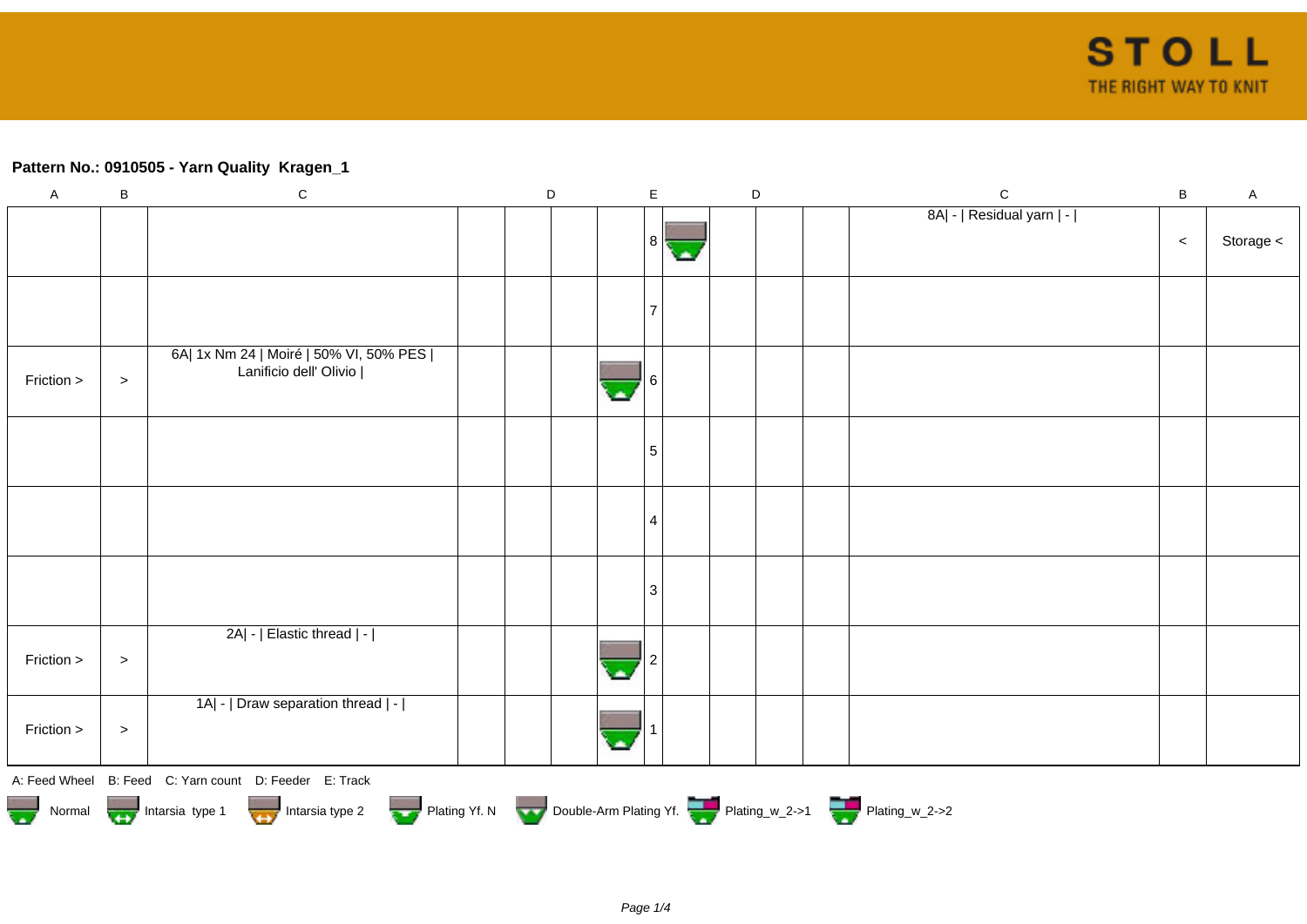## Pattern No.: 0910505 - Yarn Quality  Kragen_1

| A | B | C | D | D | D | D | E | D | D | D | D | C | B | A |
|---|---|---|---|---|---|---|---|---|---|---|---|---|---|---|
| | | | | | | | 8 | | | | | 8A\| - \| Residual yarn \| - \| | < | Storage < |
| | | | | | | | 7 | | | | | | | |
| Friction > | > | 6A\| 1x Nm 24 \| Moiré \| 50% VI, 50% PES \| Lanificio dell' Olivio \| | | | | | 6 | | | | | | | |
| | | | | | | | 5 | | | | | | | |
| | | | | | | | 4 | | | | | | | |
| | | | | | | | 3 | | | | | | | |
| Friction > | > | 2A\| - \| Elastic thread \| - \| | | | | | 2 | | | | | | | |
| Friction > | > | 1A\| - \| Draw separation thread \| - \| | | | | | 1 | | | | | | | |

A: Feed Wheel   B: Feed   C: Yarn count   D: Feeder   E: Track

Normal   Intarsia type 1   Intarsia type 2   Plating Yf. N   Double-Arm Plating Yf.   Plating_w_2->1   Plating_w_2->2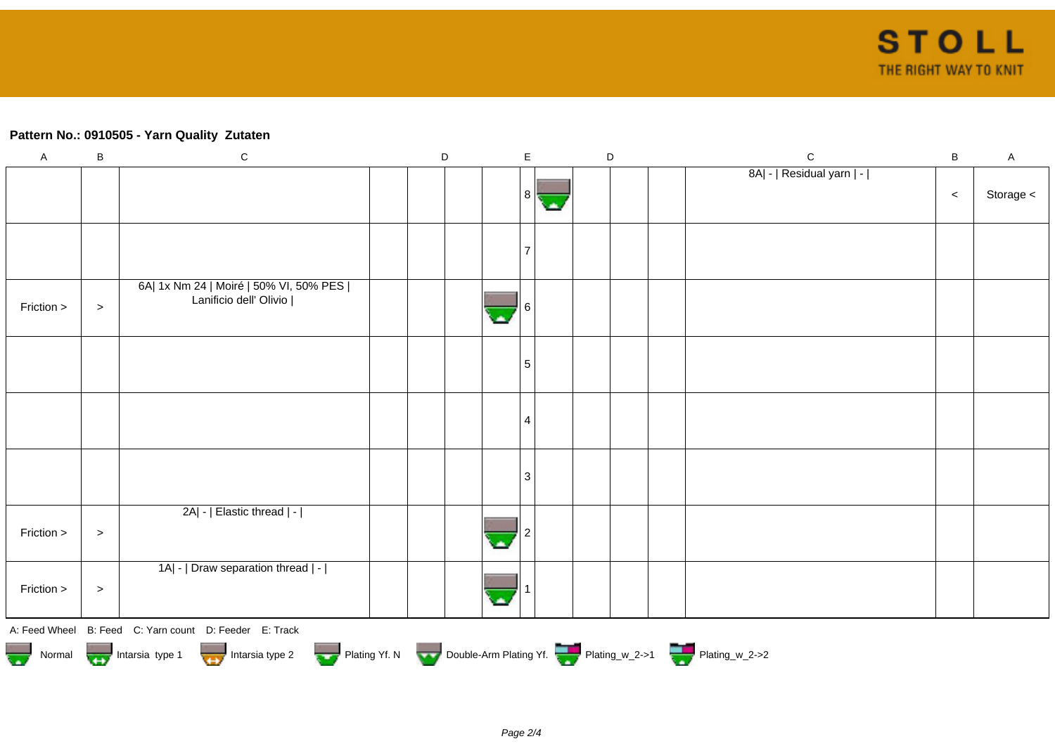**Pattern No.: 0910505 - Yarn Quality  Zutaten**

| A | B | C | D | D | D | D | E | D | D | D | D | C | B | A |
|---|---|---|---|---|---|---|---|---|---|---|---|---|---|---|
| | | | | | | | 8 | | | | | 8A\| - \| Residual yarn \| - \| | < | Storage < |
| | | | | | | | 7 | | | | | | | |
| Friction > | > | 6A\| 1x Nm 24 \| Moiré \| 50% VI, 50% PES \| Lanificio dell' Olivio \| | | | | | 6 | | | | | | | |
| | | | | | | | 5 | | | | | | | |
| | | | | | | | 4 | | | | | | | |
| | | | | | | | 3 | | | | | | | |
| Friction > | > | 2A\| - \| Elastic thread \| - \| | | | | | 2 | | | | | | | |
| Friction > | > | 1A\| - \| Draw separation thread \| - \| | | | | | 1 | | | | | | | |

A: Feed Wheel   B: Feed   C: Yarn count   D: Feeder   E: Track

Normal   Intarsia type 1   Intarsia type 2   Plating Yf. N   Double-Arm Plating Yf.   Plating_w_2->1   Plating_w_2->2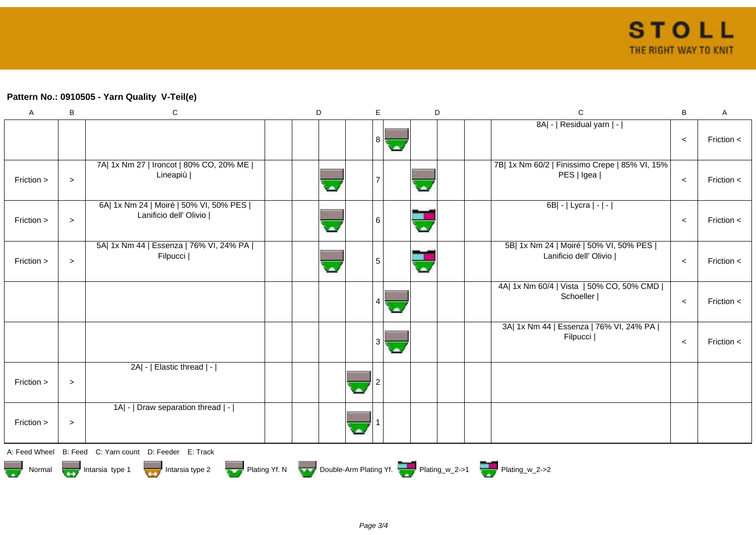**Pattern No.: 0910505 - Yarn Quality V-Teil(e)**

| A | B | C | D | | | E | D | | | C | B | A |
|---|---|---|---|---|---|---|---|---|---|---|---|---|
| | | | | | | 8 | | | | 8A\| - \| Residual yarn \| - \| | < | Friction < |
| Friction > | > | 7A\| 1x Nm 27 \| Ironcot \| 80% CO, 20% ME \| Lineapiù \| | | | | 7 | | | | 7B\| 1x Nm 60/2 \| Finissimo Crepe \| 85% VI, 15% PES \| Igea \| | < | Friction < |
| Friction > | > | 6A\| 1x Nm 24 \| Moiré \| 50% VI, 50% PES \| Lanificio dell' Olivio \| | | | | 6 | | | | 6B\| - \| Lycra \| - \| - \| | < | Friction < |
| Friction > | > | 5A\| 1x Nm 44 \| Essenza \| 76% VI, 24% PA \| Filpucci \| | | | | 5 | | | | 5B\| 1x Nm 24 \| Moiré \| 50% VI, 50% PES \| Lanificio dell' Olivio \| | < | Friction < |
| | | | | | | 4 | | | | 4A\| 1x Nm 60/4 \| Vista \| 50% CO, 50% CMD \| Schoeller \| | < | Friction < |
| | | | | | | 3 | | | | 3A\| 1x Nm 44 \| Essenza \| 76% VI, 24% PA \| Filpucci \| | < | Friction < |
| Friction > | > | 2A\| - \| Elastic thread \| - \| | | | | 2 | | | | | | |
| Friction > | > | 1A\| - \| Draw separation thread \| - \| | | | | 1 | | | | | | |

A: Feed Wheel B: Feed C: Yarn count D: Feeder E: Track

Normal Intarsia type 1 Intarsia type 2 Plating Yf. N Double-Arm Plating Yf. Plating_w_2->1 Plating_w_2->2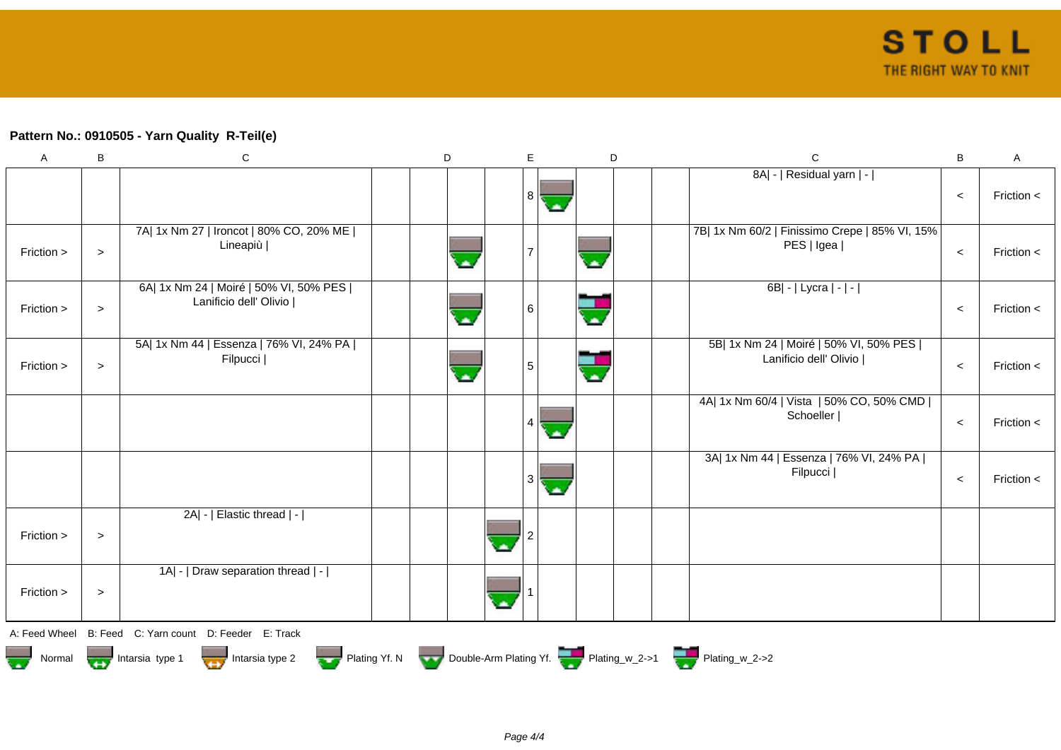**Pattern No.: 0910505 - Yarn Quality  R-Teil(e)**

| A | B | C | | D | | | E | D | | | | C | B | A |
|---|---|---|---|---|---|---|---|---|---|---|---|---|---|---|
| | | | | | | | 8 | | | | | 8A\| - \| Residual yarn \| - \| | < | Friction < |
| Friction > | > | 7A\| 1x Nm 27 \| Ironcot \| 80% CO, 20% ME \| Lineapiù \| | | | | | 7 | | | | | 7B\| 1x Nm 60/2 \| Finissimo Crepe \| 85% VI, 15% PES \| Igea \| | < | Friction < |
| Friction > | > | 6A\| 1x Nm 24 \| Moiré \| 50% VI, 50% PES \| Lanificio dell' Olivio \| | | | | | 6 | | | | | 6B\| - \| Lycra \| - \| - \| | < | Friction < |
| Friction > | > | 5A\| 1x Nm 44 \| Essenza \| 76% VI, 24% PA \| Filpucci \| | | | | | 5 | | | | | 5B\| 1x Nm 24 \| Moiré \| 50% VI, 50% PES \| Lanificio dell' Olivio \| | < | Friction < |
| | | | | | | | 4 | | | | | 4A\| 1x Nm 60/4 \| Vista \| 50% CO, 50% CMD \| Schoeller \| | < | Friction < |
| | | | | | | | 3 | | | | | 3A\| 1x Nm 44 \| Essenza \| 76% VI, 24% PA \| Filpucci \| | < | Friction < |
| Friction > | > | 2A\| - \| Elastic thread \| - \| | | | | | 2 | | | | | | | |
| Friction > | > | 1A\| - \| Draw separation thread \| - \| | | | | | 1 | | | | | | | |

A: Feed Wheel B: Feed C: Yarn count D: Feeder E: Track

Normal Intarsia type 1 Intarsia type 2 Plating Yf. N Double-Arm Plating Yf. Plating_w_2->1 Plating_w_2->2